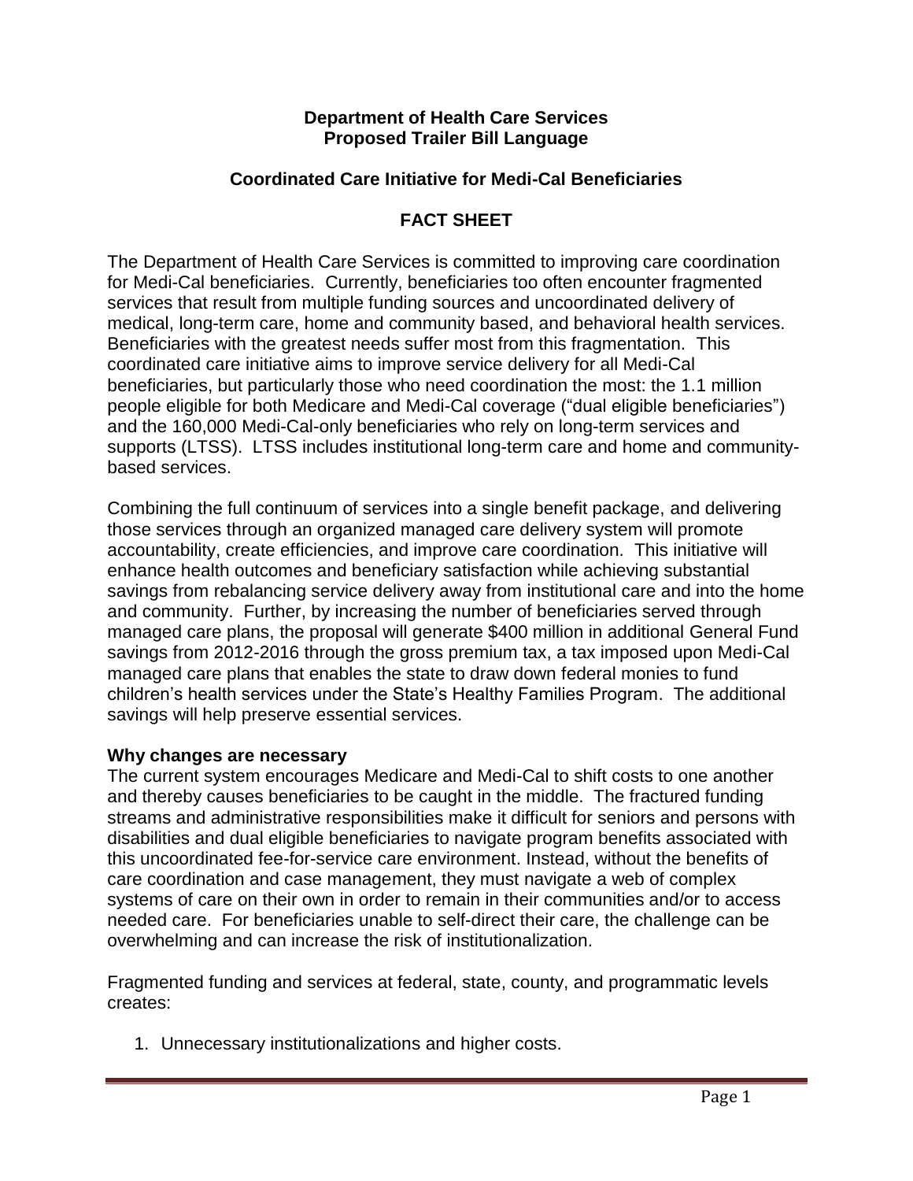**Department of Health Care Services**
**Proposed Trailer Bill Language**

**Coordinated Care Initiative for Medi-Cal Beneficiaries**

# FACT SHEET

The Department of Health Care Services is committed to improving care coordination for Medi-Cal beneficiaries. Currently, beneficiaries too often encounter fragmented services that result from multiple funding sources and uncoordinated delivery of medical, long-term care, home and community based, and behavioral health services. Beneficiaries with the greatest needs suffer most from this fragmentation. This coordinated care initiative aims to improve service delivery for all Medi-Cal beneficiaries, but particularly those who need coordination the most: the 1.1 million people eligible for both Medicare and Medi-Cal coverage ("dual eligible beneficiaries") and the 160,000 Medi-Cal-only beneficiaries who rely on long-term services and supports (LTSS). LTSS includes institutional long-term care and home and community-based services.

Combining the full continuum of services into a single benefit package, and delivering those services through an organized managed care delivery system will promote accountability, create efficiencies, and improve care coordination. This initiative will enhance health outcomes and beneficiary satisfaction while achieving substantial savings from rebalancing service delivery away from institutional care and into the home and community. Further, by increasing the number of beneficiaries served through managed care plans, the proposal will generate $400 million in additional General Fund savings from 2012-2016 through the gross premium tax, a tax imposed upon Medi-Cal managed care plans that enables the state to draw down federal monies to fund children's health services under the State's Healthy Families Program. The additional savings will help preserve essential services.

**Why changes are necessary**

The current system encourages Medicare and Medi-Cal to shift costs to one another and thereby causes beneficiaries to be caught in the middle. The fractured funding streams and administrative responsibilities make it difficult for seniors and persons with disabilities and dual eligible beneficiaries to navigate program benefits associated with this uncoordinated fee-for-service care environment. Instead, without the benefits of care coordination and case management, they must navigate a web of complex systems of care on their own in order to remain in their communities and/or to access needed care. For beneficiaries unable to self-direct their care, the challenge can be overwhelming and can increase the risk of institutionalization.

Fragmented funding and services at federal, state, county, and programmatic levels creates:

1. Unnecessary institutionalizations and higher costs.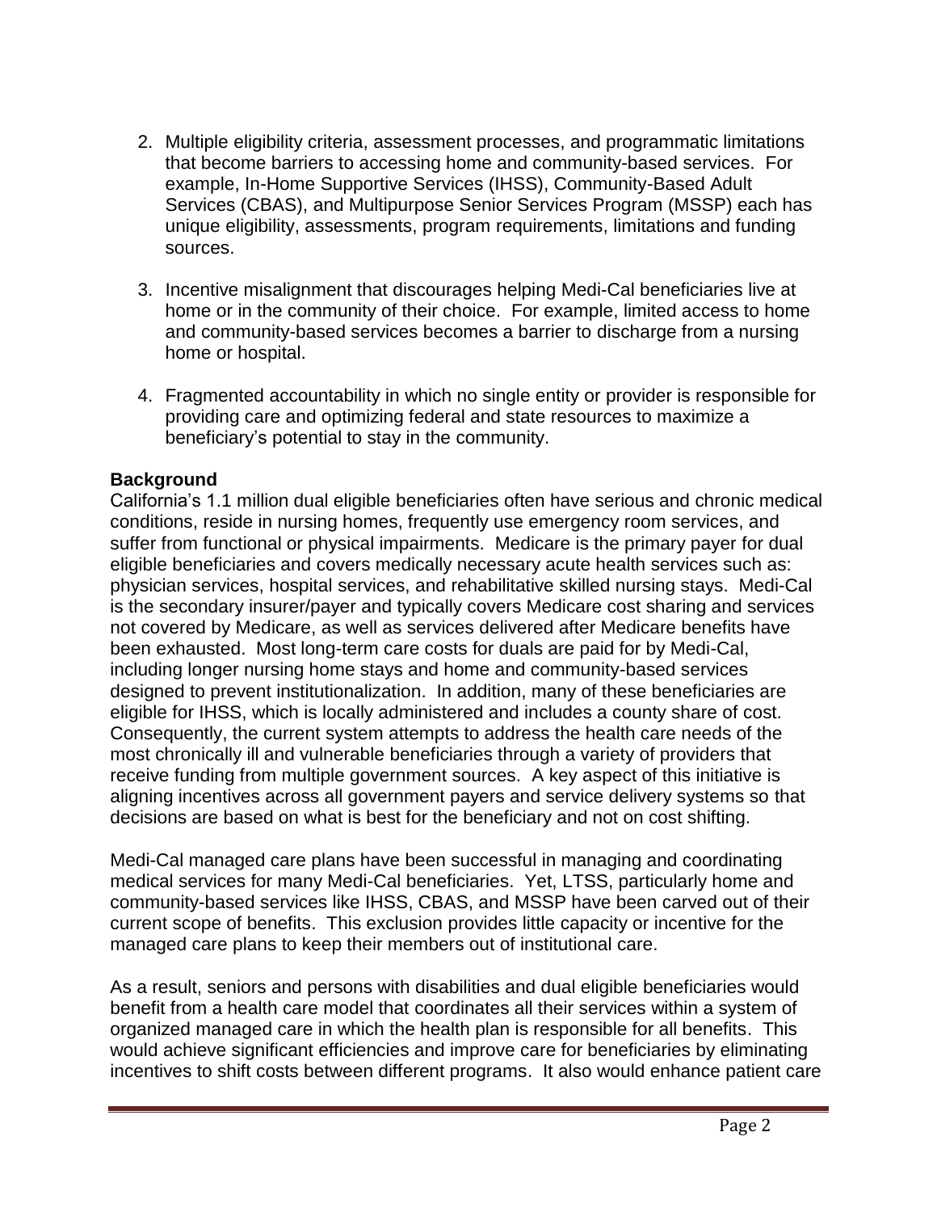2. Multiple eligibility criteria, assessment processes, and programmatic limitations that become barriers to accessing home and community-based services. For example, In-Home Supportive Services (IHSS), Community-Based Adult Services (CBAS), and Multipurpose Senior Services Program (MSSP) each has unique eligibility, assessments, program requirements, limitations and funding sources.

3. Incentive misalignment that discourages helping Medi-Cal beneficiaries live at home or in the community of their choice. For example, limited access to home and community-based services becomes a barrier to discharge from a nursing home or hospital.

4. Fragmented accountability in which no single entity or provider is responsible for providing care and optimizing federal and state resources to maximize a beneficiary's potential to stay in the community.

**Background**

California's 1.1 million dual eligible beneficiaries often have serious and chronic medical conditions, reside in nursing homes, frequently use emergency room services, and suffer from functional or physical impairments. Medicare is the primary payer for dual eligible beneficiaries and covers medically necessary acute health services such as: physician services, hospital services, and rehabilitative skilled nursing stays. Medi-Cal is the secondary insurer/payer and typically covers Medicare cost sharing and services not covered by Medicare, as well as services delivered after Medicare benefits have been exhausted. Most long-term care costs for duals are paid for by Medi-Cal, including longer nursing home stays and home and community-based services designed to prevent institutionalization. In addition, many of these beneficiaries are eligible for IHSS, which is locally administered and includes a county share of cost. Consequently, the current system attempts to address the health care needs of the most chronically ill and vulnerable beneficiaries through a variety of providers that receive funding from multiple government sources. A key aspect of this initiative is aligning incentives across all government payers and service delivery systems so that decisions are based on what is best for the beneficiary and not on cost shifting.

Medi-Cal managed care plans have been successful in managing and coordinating medical services for many Medi-Cal beneficiaries. Yet, LTSS, particularly home and community-based services like IHSS, CBAS, and MSSP have been carved out of their current scope of benefits. This exclusion provides little capacity or incentive for the managed care plans to keep their members out of institutional care.

As a result, seniors and persons with disabilities and dual eligible beneficiaries would benefit from a health care model that coordinates all their services within a system of organized managed care in which the health plan is responsible for all benefits. This would achieve significant efficiencies and improve care for beneficiaries by eliminating incentives to shift costs between different programs. It also would enhance patient care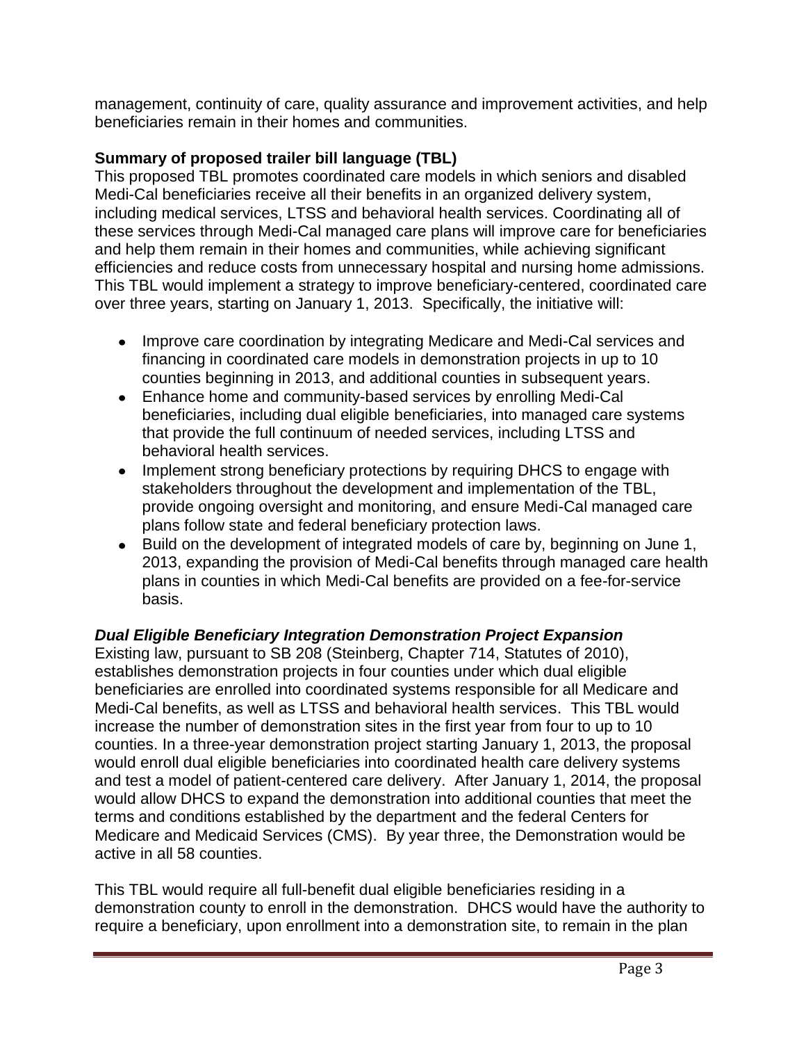management, continuity of care, quality assurance and improvement activities, and help beneficiaries remain in their homes and communities.

**Summary of proposed trailer bill language (TBL)**

This proposed TBL promotes coordinated care models in which seniors and disabled Medi-Cal beneficiaries receive all their benefits in an organized delivery system, including medical services, LTSS and behavioral health services. Coordinating all of these services through Medi-Cal managed care plans will improve care for beneficiaries and help them remain in their homes and communities, while achieving significant efficiencies and reduce costs from unnecessary hospital and nursing home admissions. This TBL would implement a strategy to improve beneficiary-centered, coordinated care over three years, starting on January 1, 2013. Specifically, the initiative will:

- Improve care coordination by integrating Medicare and Medi-Cal services and financing in coordinated care models in demonstration projects in up to 10 counties beginning in 2013, and additional counties in subsequent years.
- Enhance home and community-based services by enrolling Medi-Cal beneficiaries, including dual eligible beneficiaries, into managed care systems that provide the full continuum of needed services, including LTSS and behavioral health services.
- Implement strong beneficiary protections by requiring DHCS to engage with stakeholders throughout the development and implementation of the TBL, provide ongoing oversight and monitoring, and ensure Medi-Cal managed care plans follow state and federal beneficiary protection laws.
- Build on the development of integrated models of care by, beginning on June 1, 2013, expanding the provision of Medi-Cal benefits through managed care health plans in counties in which Medi-Cal benefits are provided on a fee-for-service basis.

***Dual Eligible Beneficiary Integration Demonstration Project Expansion***

Existing law, pursuant to SB 208 (Steinberg, Chapter 714, Statutes of 2010), establishes demonstration projects in four counties under which dual eligible beneficiaries are enrolled into coordinated systems responsible for all Medicare and Medi-Cal benefits, as well as LTSS and behavioral health services. This TBL would increase the number of demonstration sites in the first year from four to up to 10 counties. In a three-year demonstration project starting January 1, 2013, the proposal would enroll dual eligible beneficiaries into coordinated health care delivery systems and test a model of patient-centered care delivery. After January 1, 2014, the proposal would allow DHCS to expand the demonstration into additional counties that meet the terms and conditions established by the department and the federal Centers for Medicare and Medicaid Services (CMS). By year three, the Demonstration would be active in all 58 counties.

This TBL would require all full-benefit dual eligible beneficiaries residing in a demonstration county to enroll in the demonstration. DHCS would have the authority to require a beneficiary, upon enrollment into a demonstration site, to remain in the plan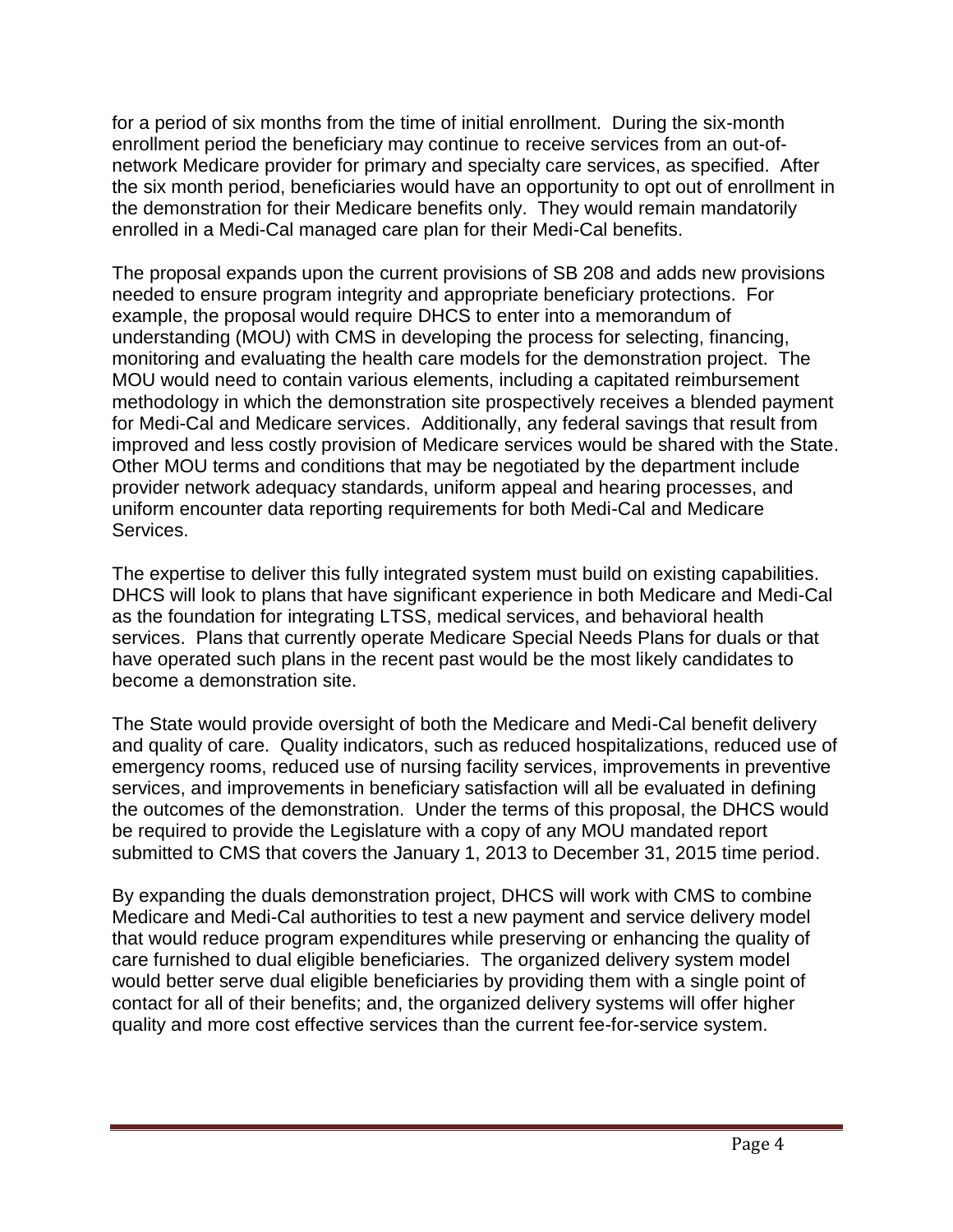for a period of six months from the time of initial enrollment. During the six-month enrollment period the beneficiary may continue to receive services from an out-of-network Medicare provider for primary and specialty care services, as specified. After the six month period, beneficiaries would have an opportunity to opt out of enrollment in the demonstration for their Medicare benefits only. They would remain mandatorily enrolled in a Medi-Cal managed care plan for their Medi-Cal benefits.

The proposal expands upon the current provisions of SB 208 and adds new provisions needed to ensure program integrity and appropriate beneficiary protections. For example, the proposal would require DHCS to enter into a memorandum of understanding (MOU) with CMS in developing the process for selecting, financing, monitoring and evaluating the health care models for the demonstration project. The MOU would need to contain various elements, including a capitated reimbursement methodology in which the demonstration site prospectively receives a blended payment for Medi-Cal and Medicare services. Additionally, any federal savings that result from improved and less costly provision of Medicare services would be shared with the State. Other MOU terms and conditions that may be negotiated by the department include provider network adequacy standards, uniform appeal and hearing processes, and uniform encounter data reporting requirements for both Medi-Cal and Medicare Services.

The expertise to deliver this fully integrated system must build on existing capabilities. DHCS will look to plans that have significant experience in both Medicare and Medi-Cal as the foundation for integrating LTSS, medical services, and behavioral health services. Plans that currently operate Medicare Special Needs Plans for duals or that have operated such plans in the recent past would be the most likely candidates to become a demonstration site.

The State would provide oversight of both the Medicare and Medi-Cal benefit delivery and quality of care. Quality indicators, such as reduced hospitalizations, reduced use of emergency rooms, reduced use of nursing facility services, improvements in preventive services, and improvements in beneficiary satisfaction will all be evaluated in defining the outcomes of the demonstration. Under the terms of this proposal, the DHCS would be required to provide the Legislature with a copy of any MOU mandated report submitted to CMS that covers the January 1, 2013 to December 31, 2015 time period.

By expanding the duals demonstration project, DHCS will work with CMS to combine Medicare and Medi-Cal authorities to test a new payment and service delivery model that would reduce program expenditures while preserving or enhancing the quality of care furnished to dual eligible beneficiaries. The organized delivery system model would better serve dual eligible beneficiaries by providing them with a single point of contact for all of their benefits; and, the organized delivery systems will offer higher quality and more cost effective services than the current fee-for-service system.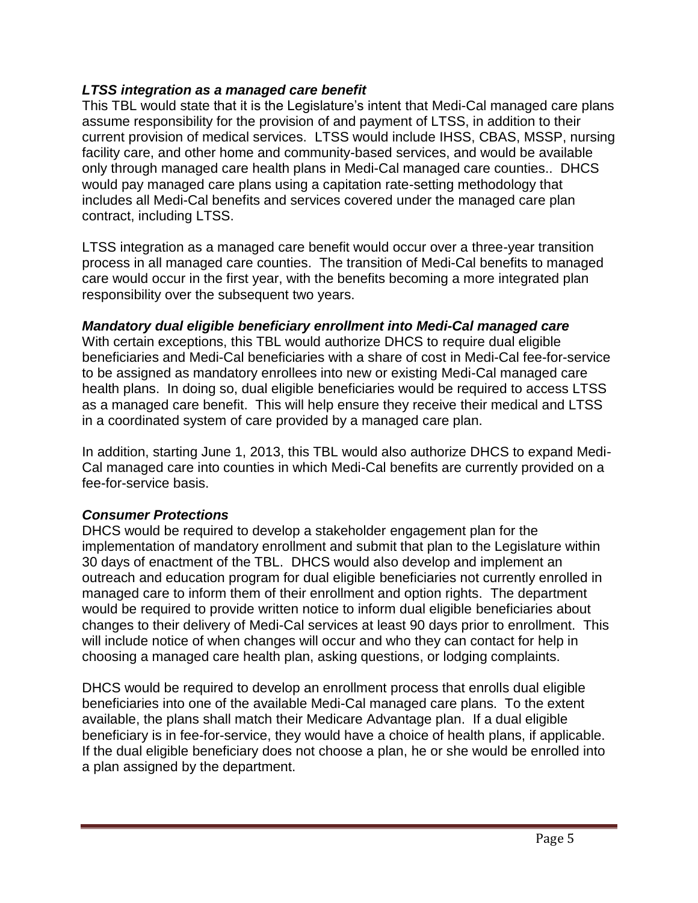### *LTSS integration as a managed care benefit*

This TBL would state that it is the Legislature's intent that Medi-Cal managed care plans assume responsibility for the provision of and payment of LTSS, in addition to their current provision of medical services. LTSS would include IHSS, CBAS, MSSP, nursing facility care, and other home and community-based services, and would be available only through managed care health plans in Medi-Cal managed care counties.. DHCS would pay managed care plans using a capitation rate-setting methodology that includes all Medi-Cal benefits and services covered under the managed care plan contract, including LTSS.

LTSS integration as a managed care benefit would occur over a three-year transition process in all managed care counties. The transition of Medi-Cal benefits to managed care would occur in the first year, with the benefits becoming a more integrated plan responsibility over the subsequent two years.

### *Mandatory dual eligible beneficiary enrollment into Medi-Cal managed care*

With certain exceptions, this TBL would authorize DHCS to require dual eligible beneficiaries and Medi-Cal beneficiaries with a share of cost in Medi-Cal fee-for-service to be assigned as mandatory enrollees into new or existing Medi-Cal managed care health plans. In doing so, dual eligible beneficiaries would be required to access LTSS as a managed care benefit. This will help ensure they receive their medical and LTSS in a coordinated system of care provided by a managed care plan.

In addition, starting June 1, 2013, this TBL would also authorize DHCS to expand Medi-Cal managed care into counties in which Medi-Cal benefits are currently provided on a fee-for-service basis.

### *Consumer Protections*

DHCS would be required to develop a stakeholder engagement plan for the implementation of mandatory enrollment and submit that plan to the Legislature within 30 days of enactment of the TBL. DHCS would also develop and implement an outreach and education program for dual eligible beneficiaries not currently enrolled in managed care to inform them of their enrollment and option rights. The department would be required to provide written notice to inform dual eligible beneficiaries about changes to their delivery of Medi-Cal services at least 90 days prior to enrollment. This will include notice of when changes will occur and who they can contact for help in choosing a managed care health plan, asking questions, or lodging complaints.

DHCS would be required to develop an enrollment process that enrolls dual eligible beneficiaries into one of the available Medi-Cal managed care plans. To the extent available, the plans shall match their Medicare Advantage plan. If a dual eligible beneficiary is in fee-for-service, they would have a choice of health plans, if applicable. If the dual eligible beneficiary does not choose a plan, he or she would be enrolled into a plan assigned by the department.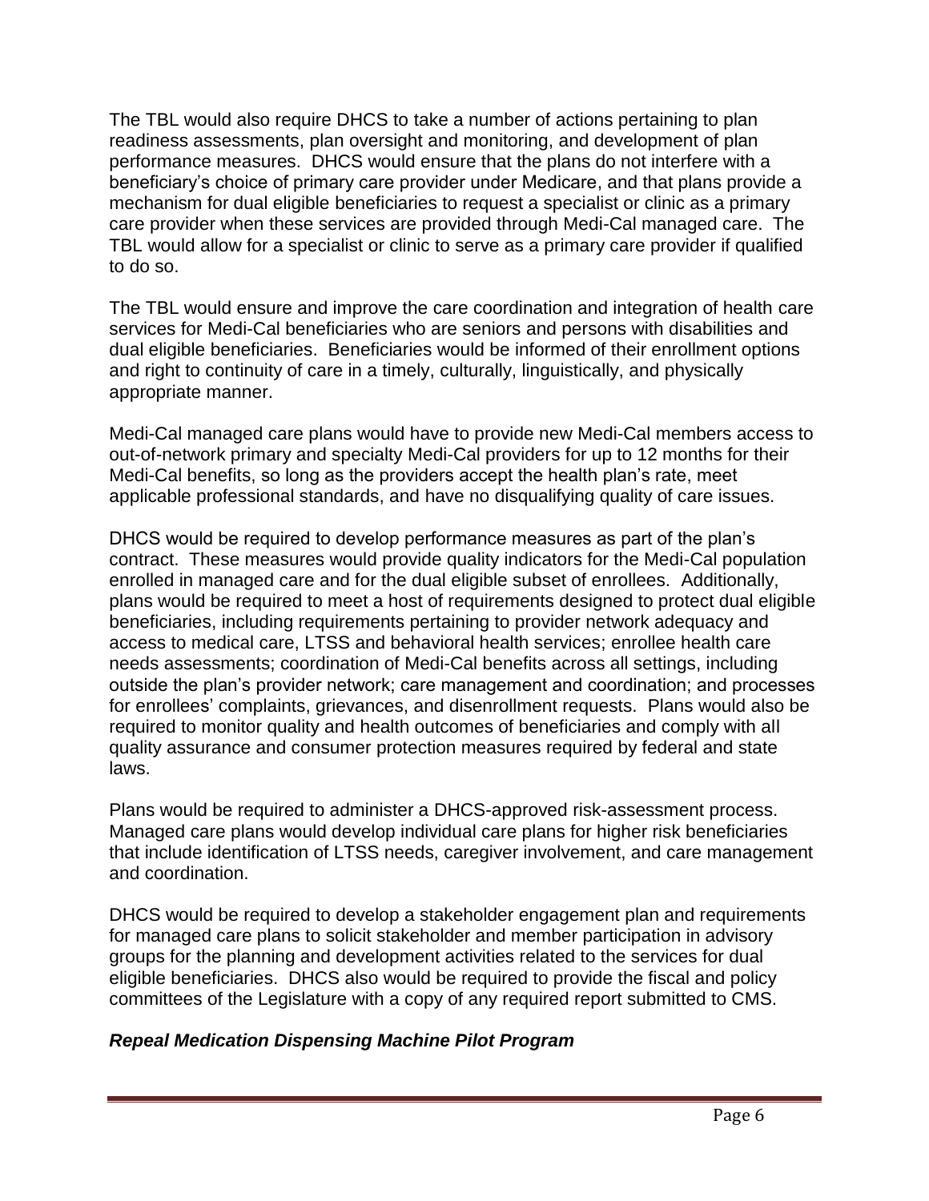The TBL would also require DHCS to take a number of actions pertaining to plan readiness assessments, plan oversight and monitoring, and development of plan performance measures. DHCS would ensure that the plans do not interfere with a beneficiary's choice of primary care provider under Medicare, and that plans provide a mechanism for dual eligible beneficiaries to request a specialist or clinic as a primary care provider when these services are provided through Medi-Cal managed care. The TBL would allow for a specialist or clinic to serve as a primary care provider if qualified to do so.

The TBL would ensure and improve the care coordination and integration of health care services for Medi-Cal beneficiaries who are seniors and persons with disabilities and dual eligible beneficiaries. Beneficiaries would be informed of their enrollment options and right to continuity of care in a timely, culturally, linguistically, and physically appropriate manner.

Medi-Cal managed care plans would have to provide new Medi-Cal members access to out-of-network primary and specialty Medi-Cal providers for up to 12 months for their Medi-Cal benefits, so long as the providers accept the health plan's rate, meet applicable professional standards, and have no disqualifying quality of care issues.

DHCS would be required to develop performance measures as part of the plan's contract. These measures would provide quality indicators for the Medi-Cal population enrolled in managed care and for the dual eligible subset of enrollees. Additionally, plans would be required to meet a host of requirements designed to protect dual eligible beneficiaries, including requirements pertaining to provider network adequacy and access to medical care, LTSS and behavioral health services; enrollee health care needs assessments; coordination of Medi-Cal benefits across all settings, including outside the plan's provider network; care management and coordination; and processes for enrollees' complaints, grievances, and disenrollment requests. Plans would also be required to monitor quality and health outcomes of beneficiaries and comply with all quality assurance and consumer protection measures required by federal and state laws.

Plans would be required to administer a DHCS-approved risk-assessment process. Managed care plans would develop individual care plans for higher risk beneficiaries that include identification of LTSS needs, caregiver involvement, and care management and coordination.

DHCS would be required to develop a stakeholder engagement plan and requirements for managed care plans to solicit stakeholder and member participation in advisory groups for the planning and development activities related to the services for dual eligible beneficiaries. DHCS also would be required to provide the fiscal and policy committees of the Legislature with a copy of any required report submitted to CMS.

### ***Repeal Medication Dispensing Machine Pilot Program***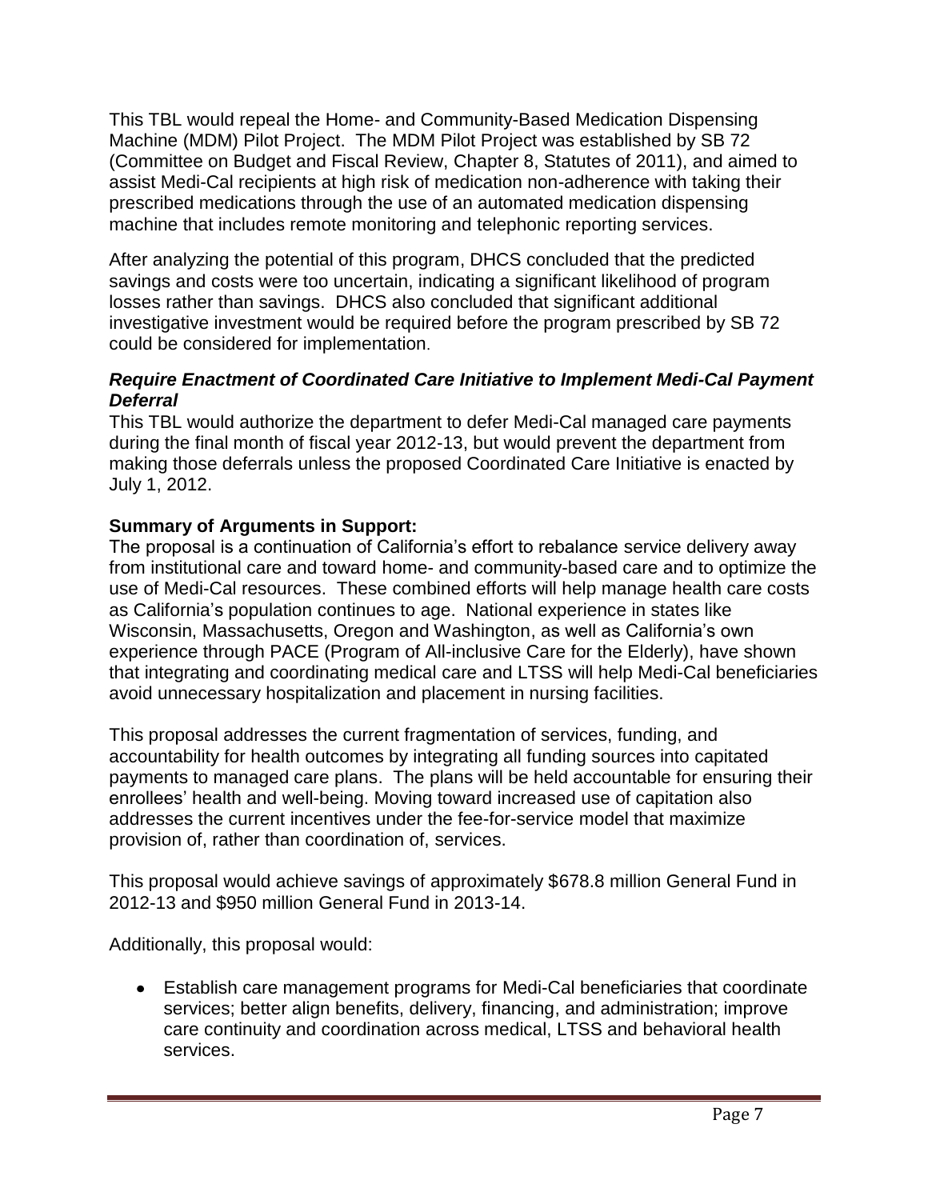This TBL would repeal the Home- and Community-Based Medication Dispensing Machine (MDM) Pilot Project. The MDM Pilot Project was established by SB 72 (Committee on Budget and Fiscal Review, Chapter 8, Statutes of 2011), and aimed to assist Medi-Cal recipients at high risk of medication non-adherence with taking their prescribed medications through the use of an automated medication dispensing machine that includes remote monitoring and telephonic reporting services.

After analyzing the potential of this program, DHCS concluded that the predicted savings and costs were too uncertain, indicating a significant likelihood of program losses rather than savings. DHCS also concluded that significant additional investigative investment would be required before the program prescribed by SB 72 could be considered for implementation.

***Require Enactment of Coordinated Care Initiative to Implement Medi-Cal Payment Deferral***

This TBL would authorize the department to defer Medi-Cal managed care payments during the final month of fiscal year 2012-13, but would prevent the department from making those deferrals unless the proposed Coordinated Care Initiative is enacted by July 1, 2012.

**Summary of Arguments in Support:**

The proposal is a continuation of California's effort to rebalance service delivery away from institutional care and toward home- and community-based care and to optimize the use of Medi-Cal resources. These combined efforts will help manage health care costs as California's population continues to age. National experience in states like Wisconsin, Massachusetts, Oregon and Washington, as well as California's own experience through PACE (Program of All-inclusive Care for the Elderly), have shown that integrating and coordinating medical care and LTSS will help Medi-Cal beneficiaries avoid unnecessary hospitalization and placement in nursing facilities.

This proposal addresses the current fragmentation of services, funding, and accountability for health outcomes by integrating all funding sources into capitated payments to managed care plans. The plans will be held accountable for ensuring their enrollees' health and well-being. Moving toward increased use of capitation also addresses the current incentives under the fee-for-service model that maximize provision of, rather than coordination of, services.

This proposal would achieve savings of approximately $678.8 million General Fund in 2012-13 and $950 million General Fund in 2013-14.

Additionally, this proposal would:

- Establish care management programs for Medi-Cal beneficiaries that coordinate services; better align benefits, delivery, financing, and administration; improve care continuity and coordination across medical, LTSS and behavioral health services.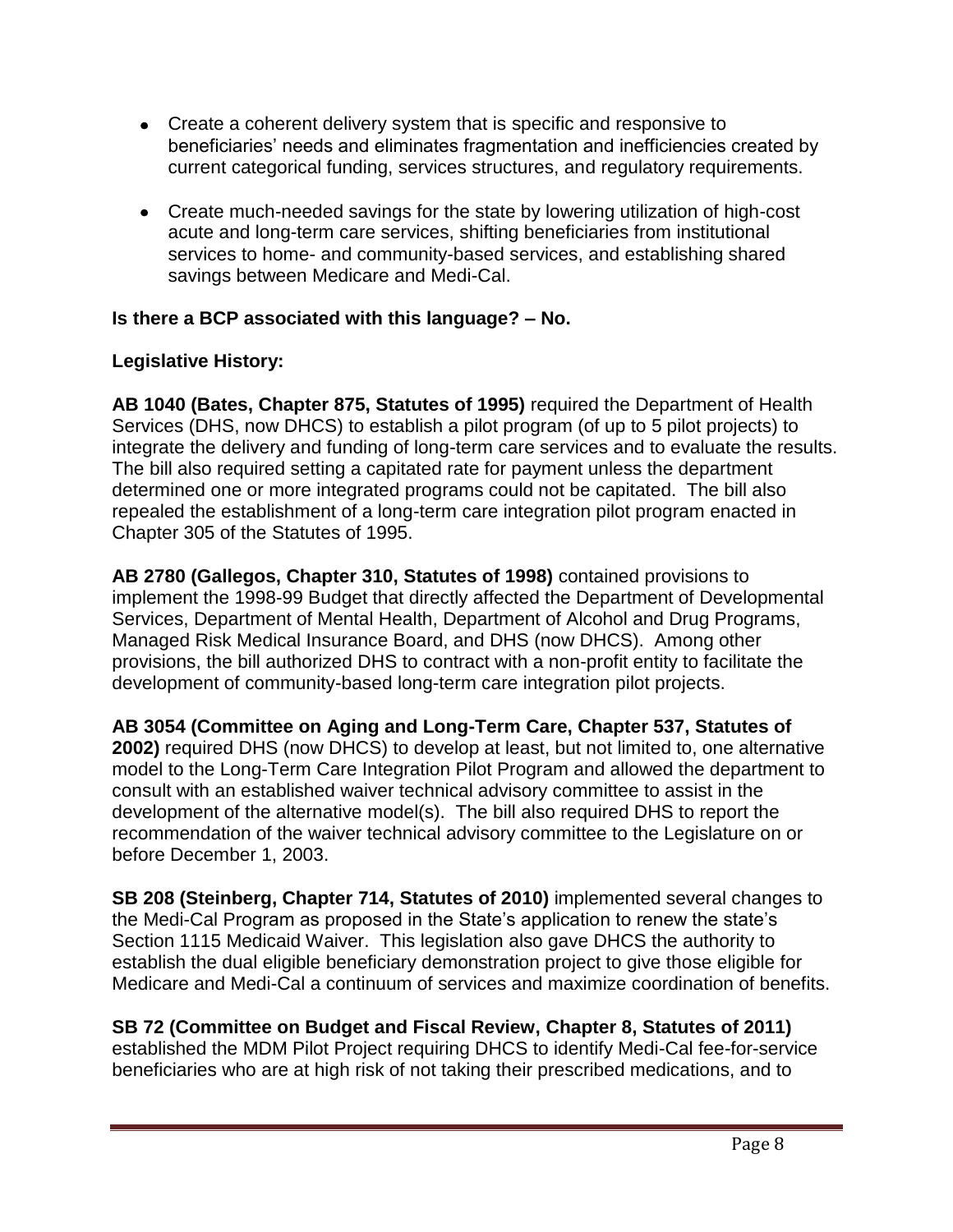- Create a coherent delivery system that is specific and responsive to beneficiaries' needs and eliminates fragmentation and inefficiencies created by current categorical funding, services structures, and regulatory requirements.

- Create much-needed savings for the state by lowering utilization of high-cost acute and long-term care services, shifting beneficiaries from institutional services to home- and community-based services, and establishing shared savings between Medicare and Medi-Cal.

**Is there a BCP associated with this language? – No.**

**Legislative History:**

**AB 1040 (Bates, Chapter 875, Statutes of 1995)** required the Department of Health Services (DHS, now DHCS) to establish a pilot program (of up to 5 pilot projects) to integrate the delivery and funding of long-term care services and to evaluate the results. The bill also required setting a capitated rate for payment unless the department determined one or more integrated programs could not be capitated. The bill also repealed the establishment of a long-term care integration pilot program enacted in Chapter 305 of the Statutes of 1995.

**AB 2780 (Gallegos, Chapter 310, Statutes of 1998)** contained provisions to implement the 1998-99 Budget that directly affected the Department of Developmental Services, Department of Mental Health, Department of Alcohol and Drug Programs, Managed Risk Medical Insurance Board, and DHS (now DHCS). Among other provisions, the bill authorized DHS to contract with a non-profit entity to facilitate the development of community-based long-term care integration pilot projects.

**AB 3054 (Committee on Aging and Long-Term Care, Chapter 537, Statutes of 2002)** required DHS (now DHCS) to develop at least, but not limited to, one alternative model to the Long-Term Care Integration Pilot Program and allowed the department to consult with an established waiver technical advisory committee to assist in the development of the alternative model(s). The bill also required DHS to report the recommendation of the waiver technical advisory committee to the Legislature on or before December 1, 2003.

**SB 208 (Steinberg, Chapter 714, Statutes of 2010)** implemented several changes to the Medi-Cal Program as proposed in the State's application to renew the state's Section 1115 Medicaid Waiver. This legislation also gave DHCS the authority to establish the dual eligible beneficiary demonstration project to give those eligible for Medicare and Medi-Cal a continuum of services and maximize coordination of benefits.

**SB 72 (Committee on Budget and Fiscal Review, Chapter 8, Statutes of 2011)** established the MDM Pilot Project requiring DHCS to identify Medi-Cal fee-for-service beneficiaries who are at high risk of not taking their prescribed medications, and to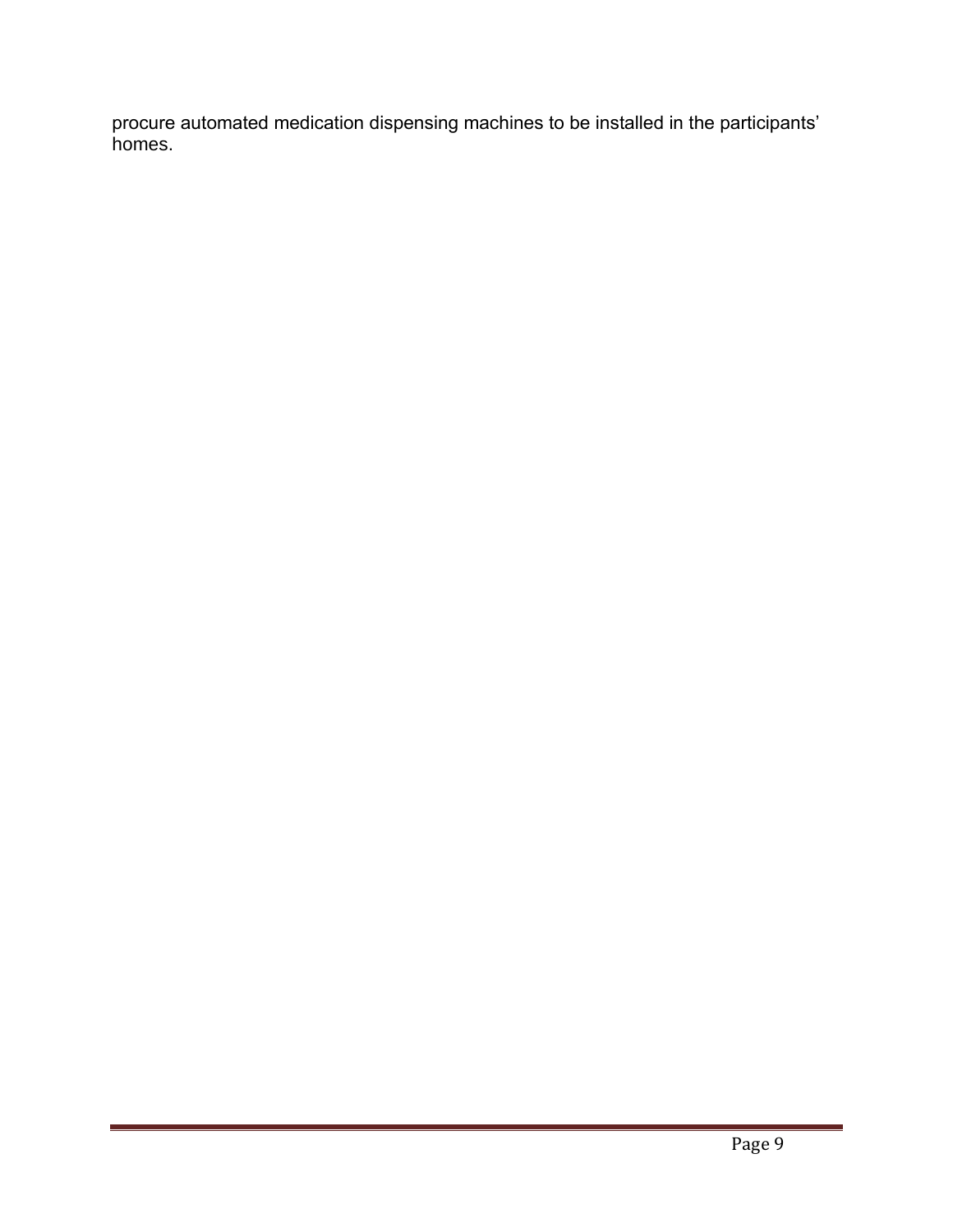procure automated medication dispensing machines to be installed in the participants' homes.